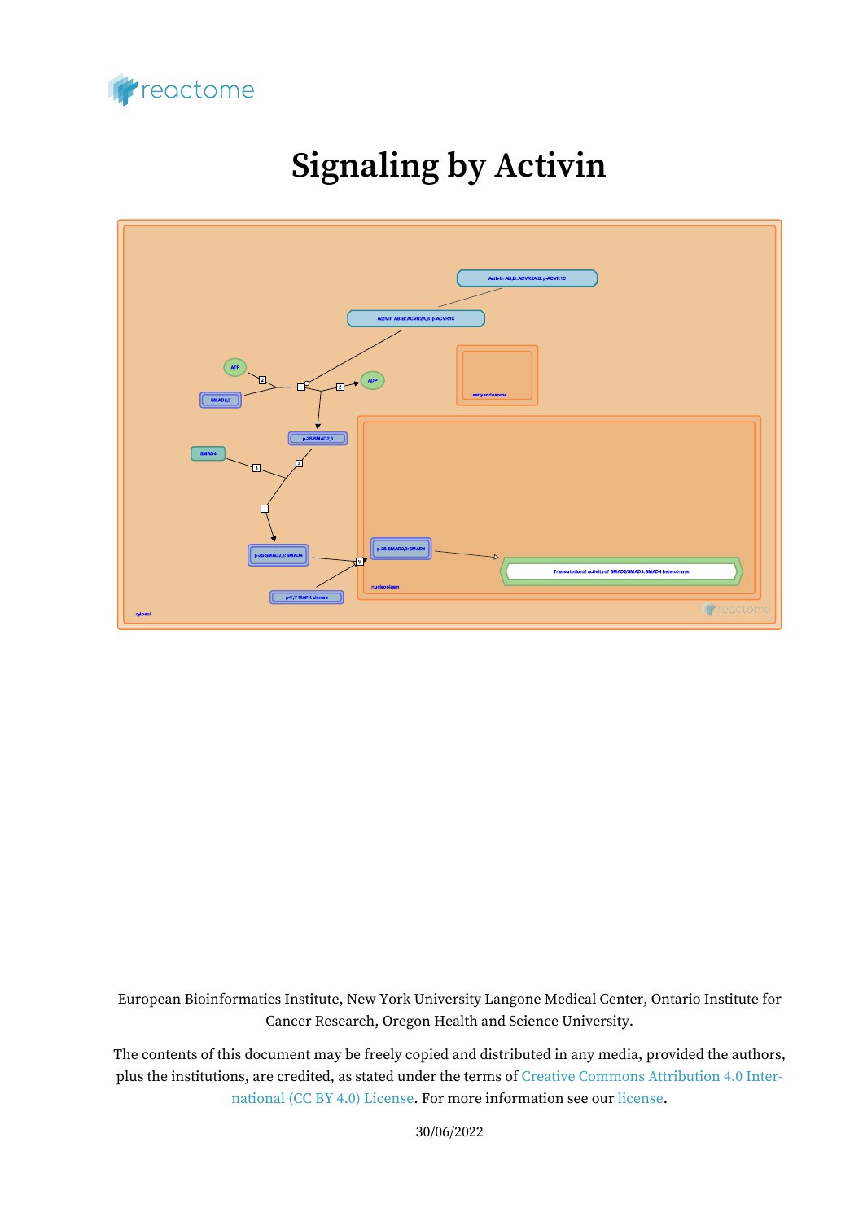# Signaling by Activin

European Bioinformatics Institute, New York University Langone Medical Center, Ontario Institute for Cancer Research, Oregon Health and Science University.

The contents of this document may be freely copied and distributed in any media, provided the authors, plus the institutions, are credited, as stated under the terms of Creative Commons Attribution 4.0 International (CC BY 4.0) License. For more information see our license.

30/06/2022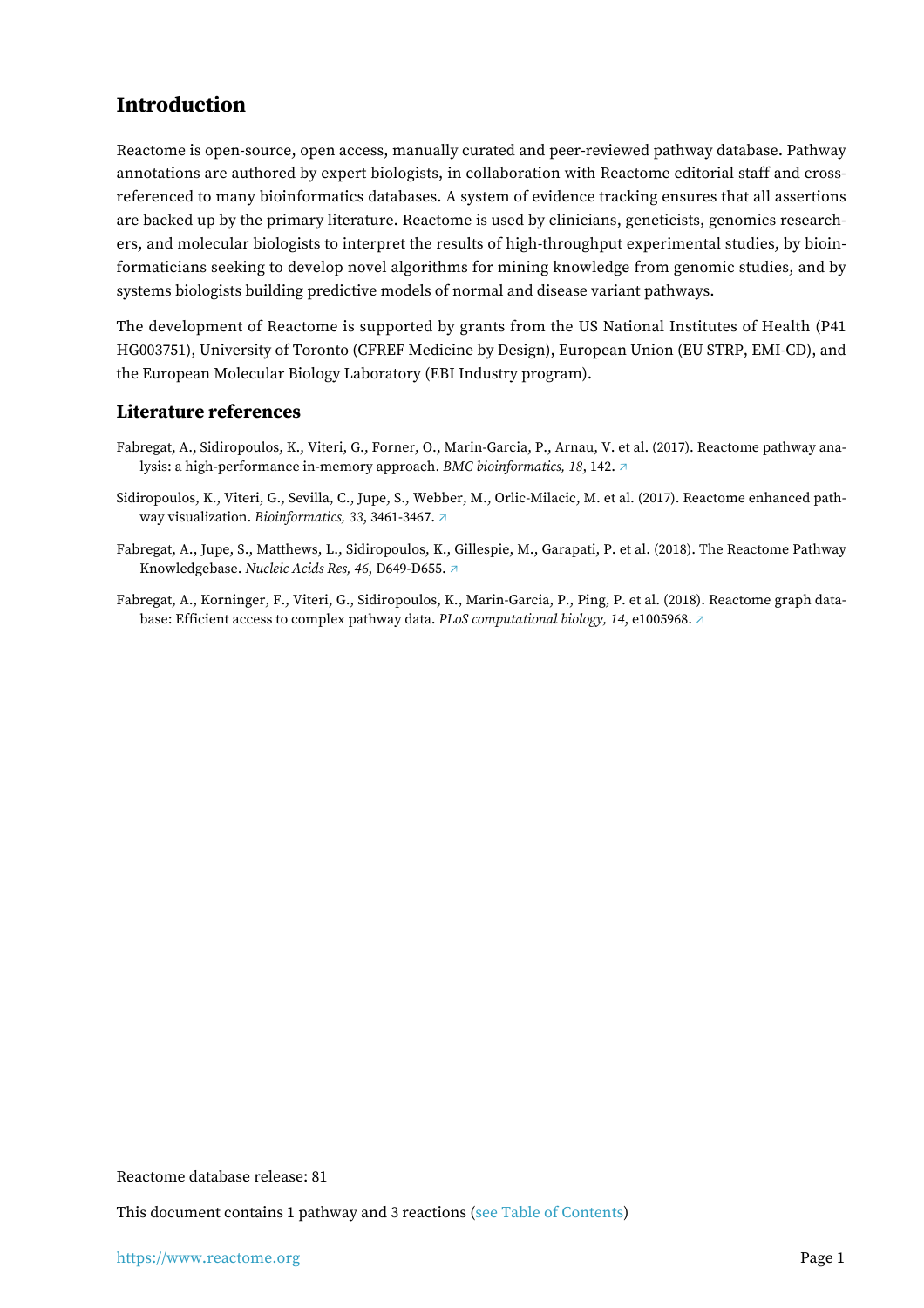## Introduction

Reactome is open-source, open access, manually curated and peer-reviewed pathway database. Pathway annotations are authored by expert biologists, in collaboration with Reactome editorial staff and cross-referenced to many bioinformatics databases. A system of evidence tracking ensures that all assertions are backed up by the primary literature. Reactome is used by clinicians, geneticists, genomics researchers, and molecular biologists to interpret the results of high-throughput experimental studies, by bioinformaticians seeking to develop novel algorithms for mining knowledge from genomic studies, and by systems biologists building predictive models of normal and disease variant pathways.

The development of Reactome is supported by grants from the US National Institutes of Health (P41 HG003751), University of Toronto (CFREF Medicine by Design), European Union (EU STRP, EMI-CD), and the European Molecular Biology Laboratory (EBI Industry program).

### Literature references

Fabregat, A., Sidiropoulos, K., Viteri, G., Forner, O., Marin-Garcia, P., Arnau, V. et al. (2017). Reactome pathway analysis: a high-performance in-memory approach. *BMC bioinformatics, 18*, 142. ↗

Sidiropoulos, K., Viteri, G., Sevilla, C., Jupe, S., Webber, M., Orlic-Milacic, M. et al. (2017). Reactome enhanced pathway visualization. *Bioinformatics, 33*, 3461-3467. ↗

Fabregat, A., Jupe, S., Matthews, L., Sidiropoulos, K., Gillespie, M., Garapati, P. et al. (2018). The Reactome Pathway Knowledgebase. *Nucleic Acids Res, 46*, D649-D655. ↗

Fabregat, A., Korninger, F., Viteri, G., Sidiropoulos, K., Marin-Garcia, P., Ping, P. et al. (2018). Reactome graph database: Efficient access to complex pathway data. *PLoS computational biology, 14*, e1005968. ↗

Reactome database release: 81

This document contains 1 pathway and 3 reactions (see Table of Contents)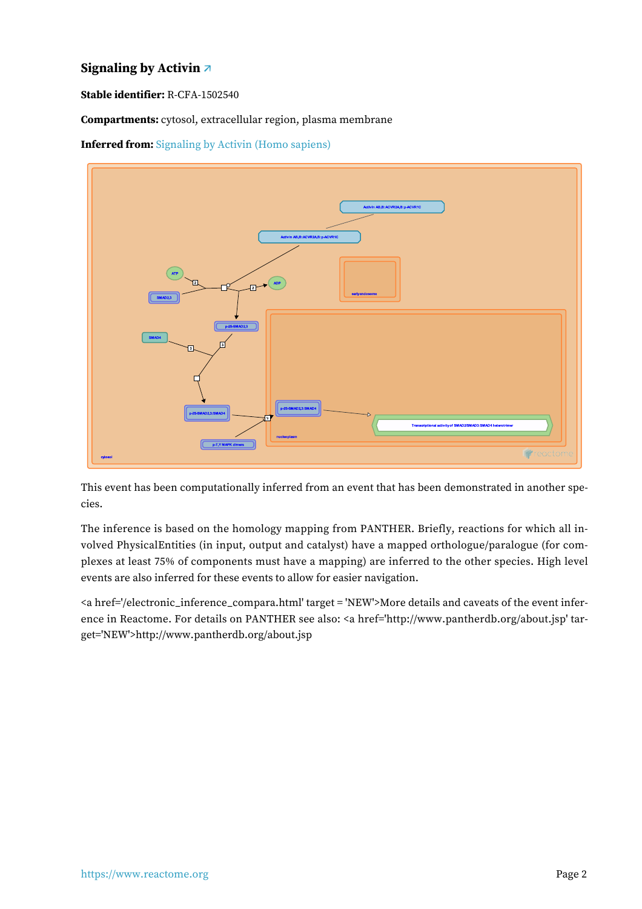## Signaling by Activin ↗

**Stable identifier:** R-CFA-1502540

**Compartments:** cytosol, extracellular region, plasma membrane

**Inferred from:** Signaling by Activin (Homo sapiens)

This event has been computationally inferred from an event that has been demonstrated in another species.

The inference is based on the homology mapping from PANTHER. Briefly, reactions for which all involved PhysicalEntities (in input, output and catalyst) have a mapped orthologue/paralogue (for complexes at least 75% of components must have a mapping) are inferred to the other species. High level events are also inferred for these events to allow for easier navigation.

<a href='/electronic_inference_compara.html' target = 'NEW'>More details and caveats of the event inference in Reactome. For details on PANTHER see also: <a href='http://www.pantherdb.org/about.jsp' target='NEW'>http://www.pantherdb.org/about.jsp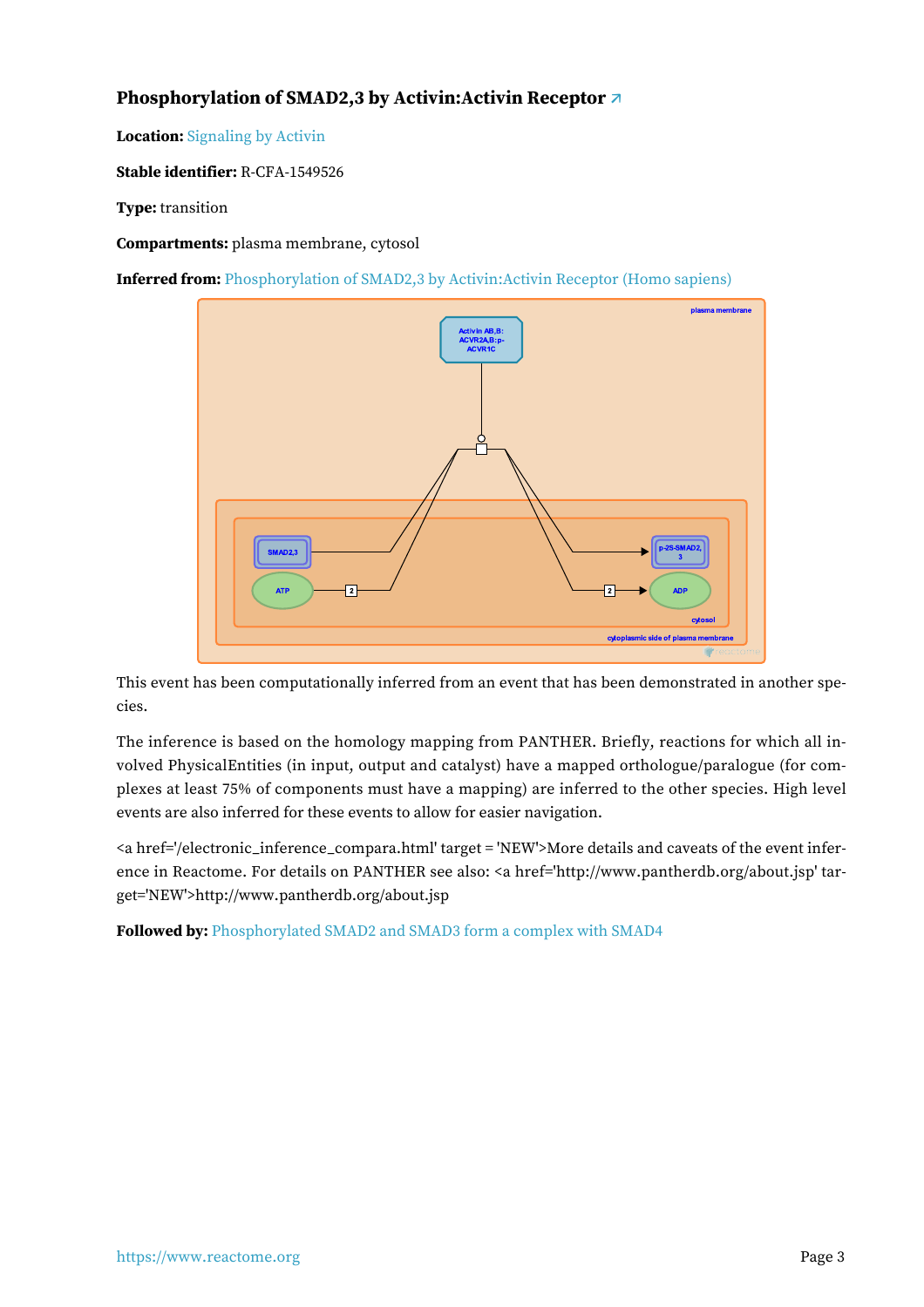### Phosphorylation of SMAD2,3 by Activin:Activin Receptor ↗

**Location:** Signaling by Activin

**Stable identifier:** R-CFA-1549526

**Type:** transition

**Compartments:** plasma membrane, cytosol

**Inferred from:** Phosphorylation of SMAD2,3 by Activin:Activin Receptor (Homo sapiens)

This event has been computationally inferred from an event that has been demonstrated in another species.

The inference is based on the homology mapping from PANTHER. Briefly, reactions for which all involved PhysicalEntities (in input, output and catalyst) have a mapped orthologue/paralogue (for complexes at least 75% of components must have a mapping) are inferred to the other species. High level events are also inferred for these events to allow for easier navigation.

<a href='/electronic_inference_compara.html' target = 'NEW'>More details and caveats of the event inference in Reactome. For details on PANTHER see also: <a href='http://www.pantherdb.org/about.jsp' target='NEW'>http://www.pantherdb.org/about.jsp

**Followed by:** Phosphorylated SMAD2 and SMAD3 form a complex with SMAD4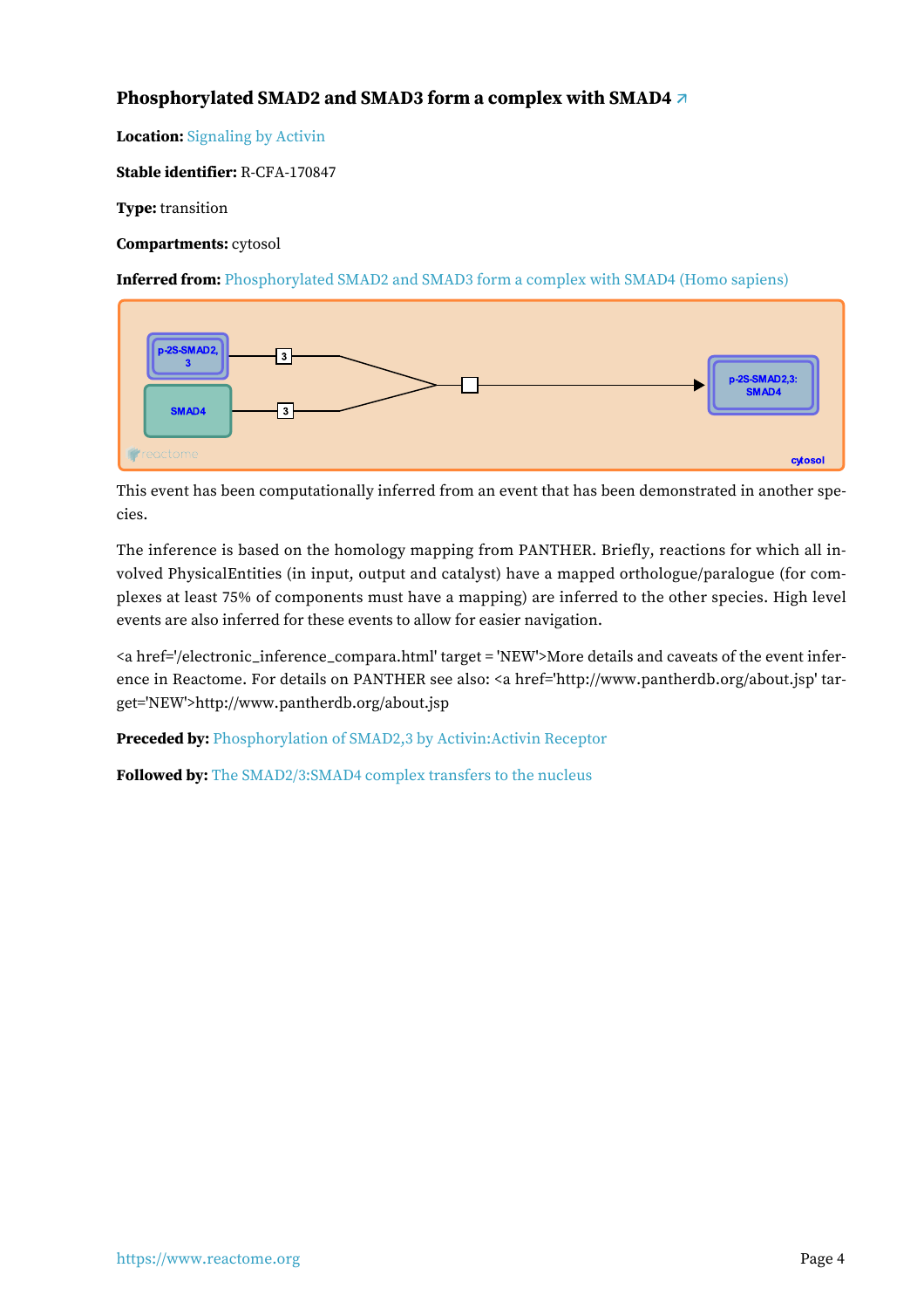### Phosphorylated SMAD2 and SMAD3 form a complex with SMAD4 ↗

**Location:** Signaling by Activin

**Stable identifier:** R-CFA-170847

**Type:** transition

**Compartments:** cytosol

**Inferred from:** Phosphorylated SMAD2 and SMAD3 form a complex with SMAD4 (Homo sapiens)

This event has been computationally inferred from an event that has been demonstrated in another species.

The inference is based on the homology mapping from PANTHER. Briefly, reactions for which all involved PhysicalEntities (in input, output and catalyst) have a mapped orthologue/paralogue (for complexes at least 75% of components must have a mapping) are inferred to the other species. High level events are also inferred for these events to allow for easier navigation.

<a href='/electronic_inference_compara.html' target = 'NEW'>More details and caveats of the event inference in Reactome. For details on PANTHER see also: <a href='http://www.pantherdb.org/about.jsp' target='NEW'>http://www.pantherdb.org/about.jsp

**Preceded by:** Phosphorylation of SMAD2,3 by Activin:Activin Receptor

**Followed by:** The SMAD2/3:SMAD4 complex transfers to the nucleus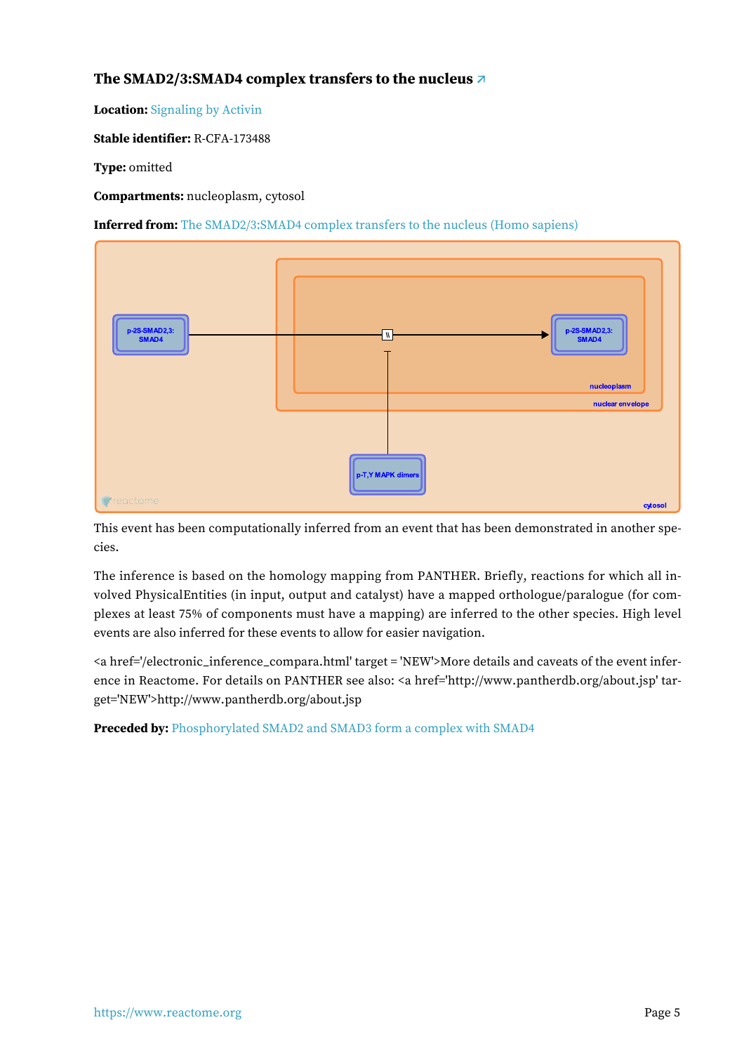### The SMAD2/3:SMAD4 complex transfers to the nucleus ↗

**Location:** Signaling by Activin

**Stable identifier:** R-CFA-173488

**Type:** omitted

**Compartments:** nucleoplasm, cytosol

**Inferred from:** The SMAD2/3:SMAD4 complex transfers to the nucleus (Homo sapiens)

This event has been computationally inferred from an event that has been demonstrated in another species.

The inference is based on the homology mapping from PANTHER. Briefly, reactions for which all involved PhysicalEntities (in input, output and catalyst) have a mapped orthologue/paralogue (for complexes at least 75% of components must have a mapping) are inferred to the other species. High level events are also inferred for these events to allow for easier navigation.

<a href='/electronic_inference_compara.html' target = 'NEW'>More details and caveats of the event inference in Reactome. For details on PANTHER see also: <a href='http://www.pantherdb.org/about.jsp' target='NEW'>http://www.pantherdb.org/about.jsp

**Preceded by:** Phosphorylated SMAD2 and SMAD3 form a complex with SMAD4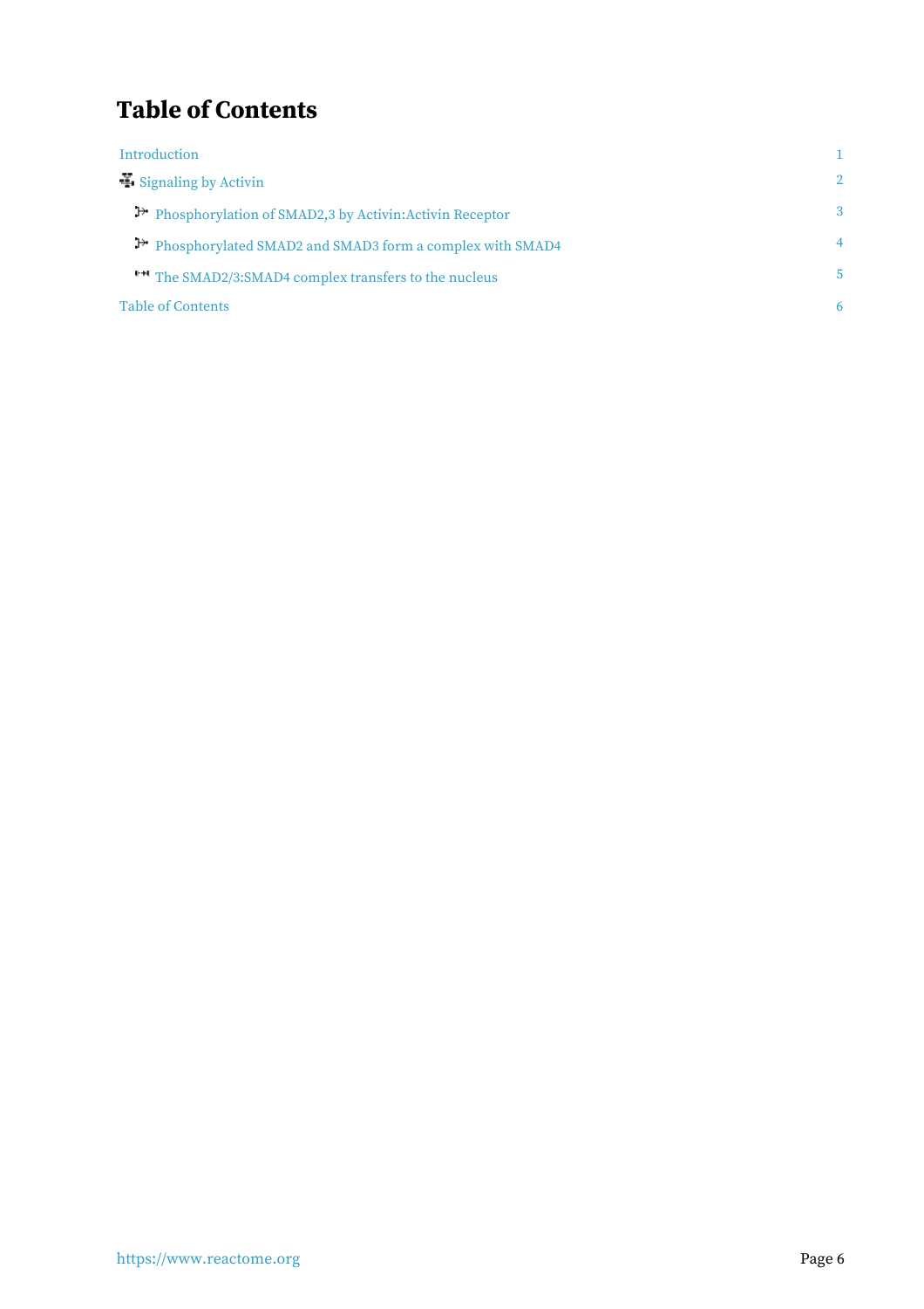# Table of Contents

| | |
|---|---|
| Introduction | 1 |
| Signaling by Activin | 2 |
| Phosphorylation of SMAD2,3 by Activin:Activin Receptor | 3 |
| Phosphorylated SMAD2 and SMAD3 form a complex with SMAD4 | 4 |
| The SMAD2/3:SMAD4 complex transfers to the nucleus | 5 |
| Table of Contents | 6 |

https://www.reactome.org